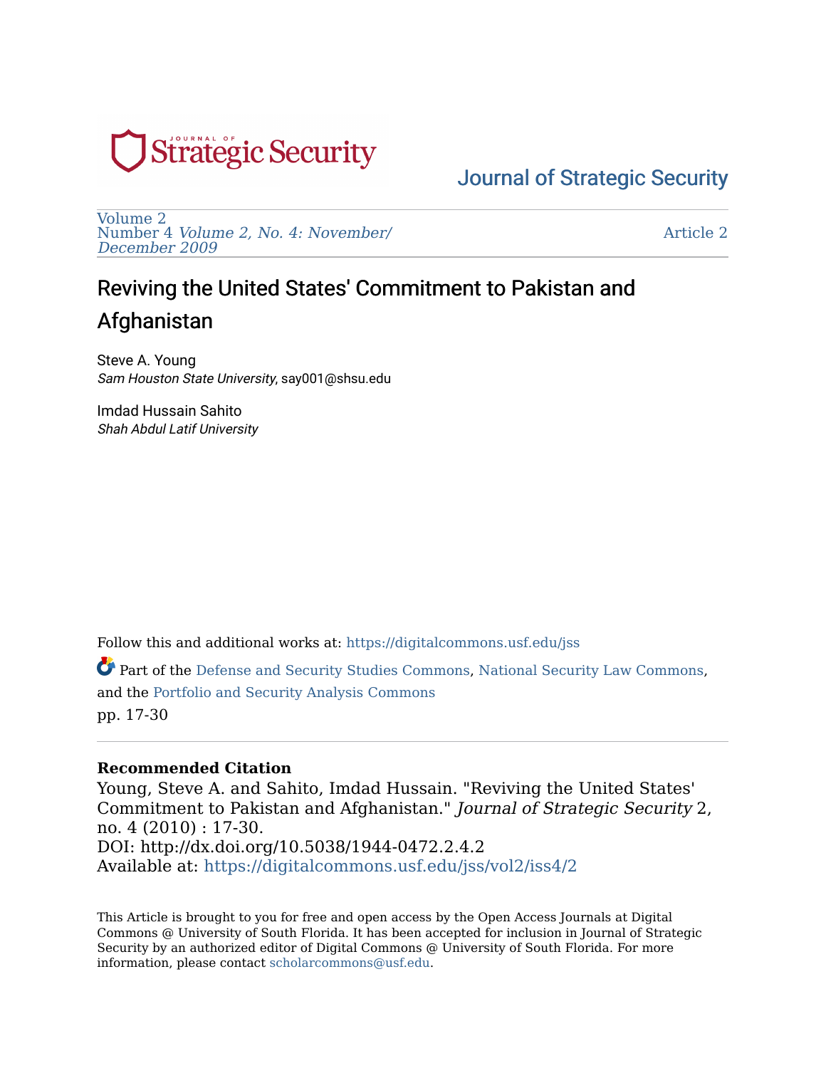Journal of Strategic Security

Volume 2
Number 4 *Volume 2, No. 4: November/December 2009*

Article 2

# Reviving the United States' Commitment to Pakistan and Afghanistan

Steve A. Young
*Sam Houston State University*, say001@shsu.edu

Imdad Hussain Sahito
*Shah Abdul Latif University*

Follow this and additional works at: https://digitalcommons.usf.edu/jss

Part of the Defense and Security Studies Commons, National Security Law Commons, and the Portfolio and Security Analysis Commons
pp. 17-30

**Recommended Citation**
Young, Steve A. and Sahito, Imdad Hussain. "Reviving the United States' Commitment to Pakistan and Afghanistan." *Journal of Strategic Security* 2, no. 4 (2010) : 17-30.
DOI: http://dx.doi.org/10.5038/1944-0472.2.4.2
Available at: https://digitalcommons.usf.edu/jss/vol2/iss4/2

This Article is brought to you for free and open access by the Open Access Journals at Digital Commons @ University of South Florida. It has been accepted for inclusion in Journal of Strategic Security by an authorized editor of Digital Commons @ University of South Florida. For more information, please contact scholarcommons@usf.edu.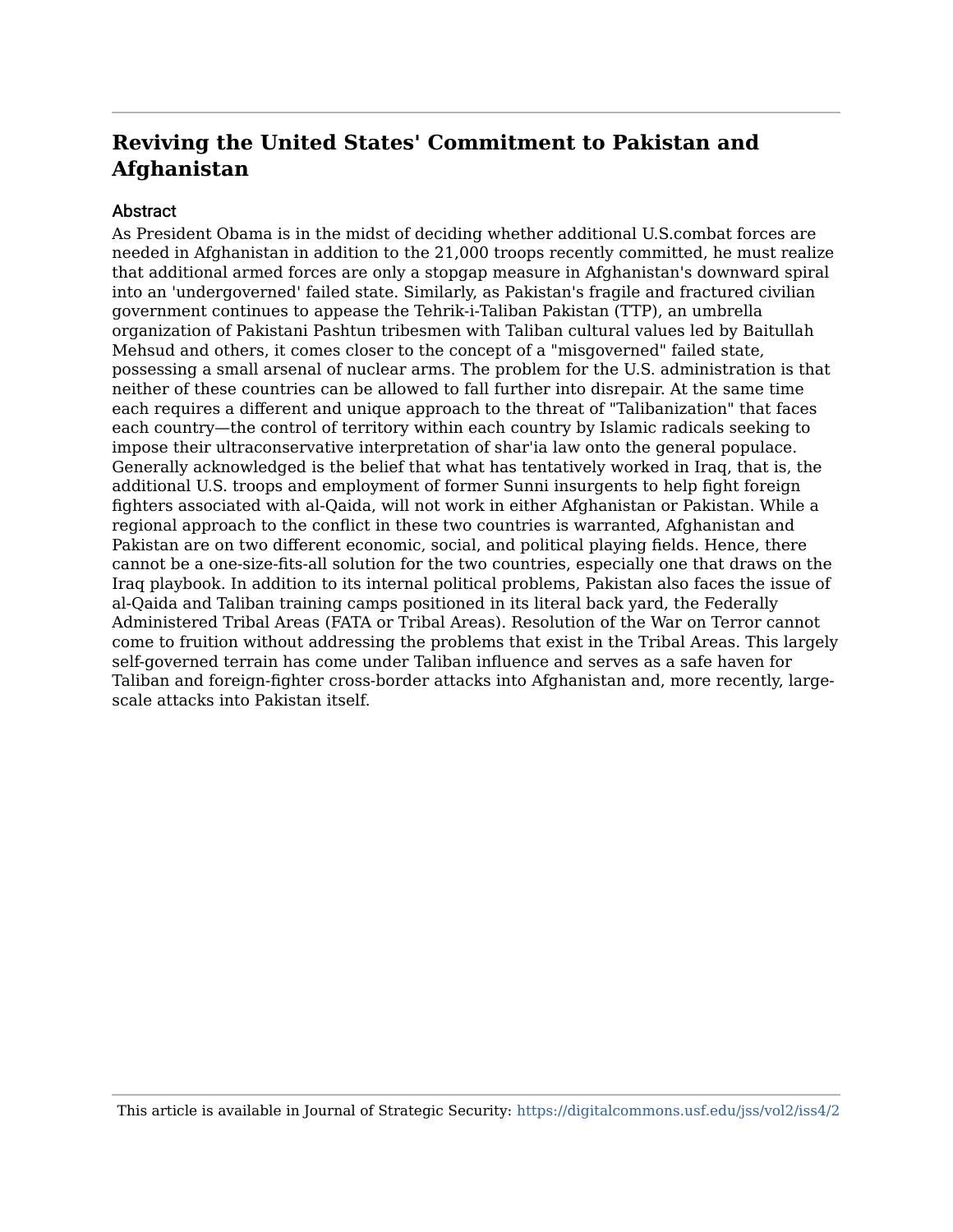## Reviving the United States' Commitment to Pakistan and Afghanistan

### Abstract

As President Obama is in the midst of deciding whether additional U.S.combat forces are needed in Afghanistan in addition to the 21,000 troops recently committed, he must realize that additional armed forces are only a stopgap measure in Afghanistan's downward spiral into an 'undergoverned' failed state. Similarly, as Pakistan's fragile and fractured civilian government continues to appease the Tehrik-i-Taliban Pakistan (TTP), an umbrella organization of Pakistani Pashtun tribesmen with Taliban cultural values led by Baitullah Mehsud and others, it comes closer to the concept of a "misgoverned" failed state, possessing a small arsenal of nuclear arms. The problem for the U.S. administration is that neither of these countries can be allowed to fall further into disrepair. At the same time each requires a different and unique approach to the threat of "Talibanization" that faces each country—the control of territory within each country by Islamic radicals seeking to impose their ultraconservative interpretation of shar'ia law onto the general populace. Generally acknowledged is the belief that what has tentatively worked in Iraq, that is, the additional U.S. troops and employment of former Sunni insurgents to help fight foreign fighters associated with al-Qaida, will not work in either Afghanistan or Pakistan. While a regional approach to the conflict in these two countries is warranted, Afghanistan and Pakistan are on two different economic, social, and political playing fields. Hence, there cannot be a one-size-fits-all solution for the two countries, especially one that draws on the Iraq playbook. In addition to its internal political problems, Pakistan also faces the issue of al-Qaida and Taliban training camps positioned in its literal back yard, the Federally Administered Tribal Areas (FATA or Tribal Areas). Resolution of the War on Terror cannot come to fruition without addressing the problems that exist in the Tribal Areas. This largely self-governed terrain has come under Taliban influence and serves as a safe haven for Taliban and foreign-fighter cross-border attacks into Afghanistan and, more recently, large-scale attacks into Pakistan itself.

This article is available in Journal of Strategic Security: https://digitalcommons.usf.edu/jss/vol2/iss4/2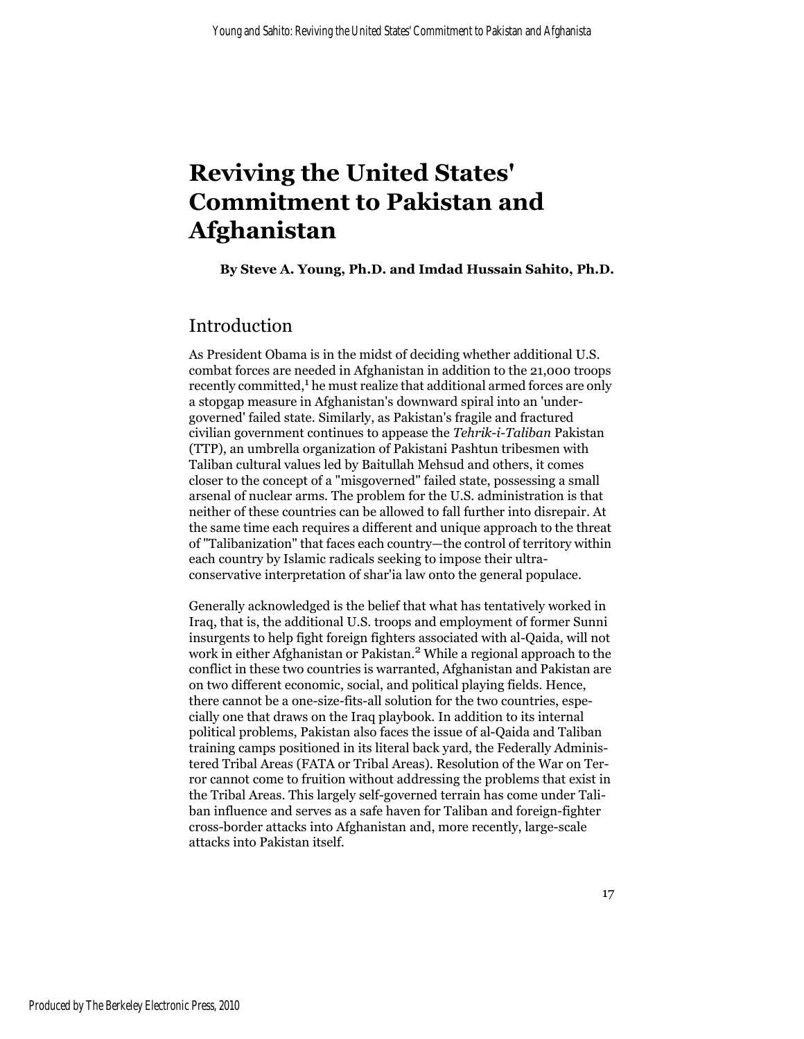# Reviving the United States' Commitment to Pakistan and Afghanistan

**By Steve A. Young, Ph.D. and Imdad Hussain Sahito, Ph.D.**

## Introduction

As President Obama is in the midst of deciding whether additional U.S. combat forces are needed in Afghanistan in addition to the 21,000 troops recently committed,[1] he must realize that additional armed forces are only a stopgap measure in Afghanistan's downward spiral into an 'under-governed' failed state. Similarly, as Pakistan's fragile and fractured civilian government continues to appease the *Tehrik-i-Taliban* Pakistan (TTP), an umbrella organization of Pakistani Pashtun tribesmen with Taliban cultural values led by Baitullah Mehsud and others, it comes closer to the concept of a "misgoverned" failed state, possessing a small arsenal of nuclear arms. The problem for the U.S. administration is that neither of these countries can be allowed to fall further into disrepair. At the same time each requires a different and unique approach to the threat of "Talibanization" that faces each country—the control of territory within each country by Islamic radicals seeking to impose their ultra-conservative interpretation of shar'ia law onto the general populace.

Generally acknowledged is the belief that what has tentatively worked in Iraq, that is, the additional U.S. troops and employment of former Sunni insurgents to help fight foreign fighters associated with al-Qaida, will not work in either Afghanistan or Pakistan.[2] While a regional approach to the conflict in these two countries is warranted, Afghanistan and Pakistan are on two different economic, social, and political playing fields. Hence, there cannot be a one-size-fits-all solution for the two countries, especially one that draws on the Iraq playbook. In addition to its internal political problems, Pakistan also faces the issue of al-Qaida and Taliban training camps positioned in its literal back yard, the Federally Administered Tribal Areas (FATA or Tribal Areas). Resolution of the War on Terror cannot come to fruition without addressing the problems that exist in the Tribal Areas. This largely self-governed terrain has come under Taliban influence and serves as a safe haven for Taliban and foreign-fighter cross-border attacks into Afghanistan and, more recently, large-scale attacks into Pakistan itself.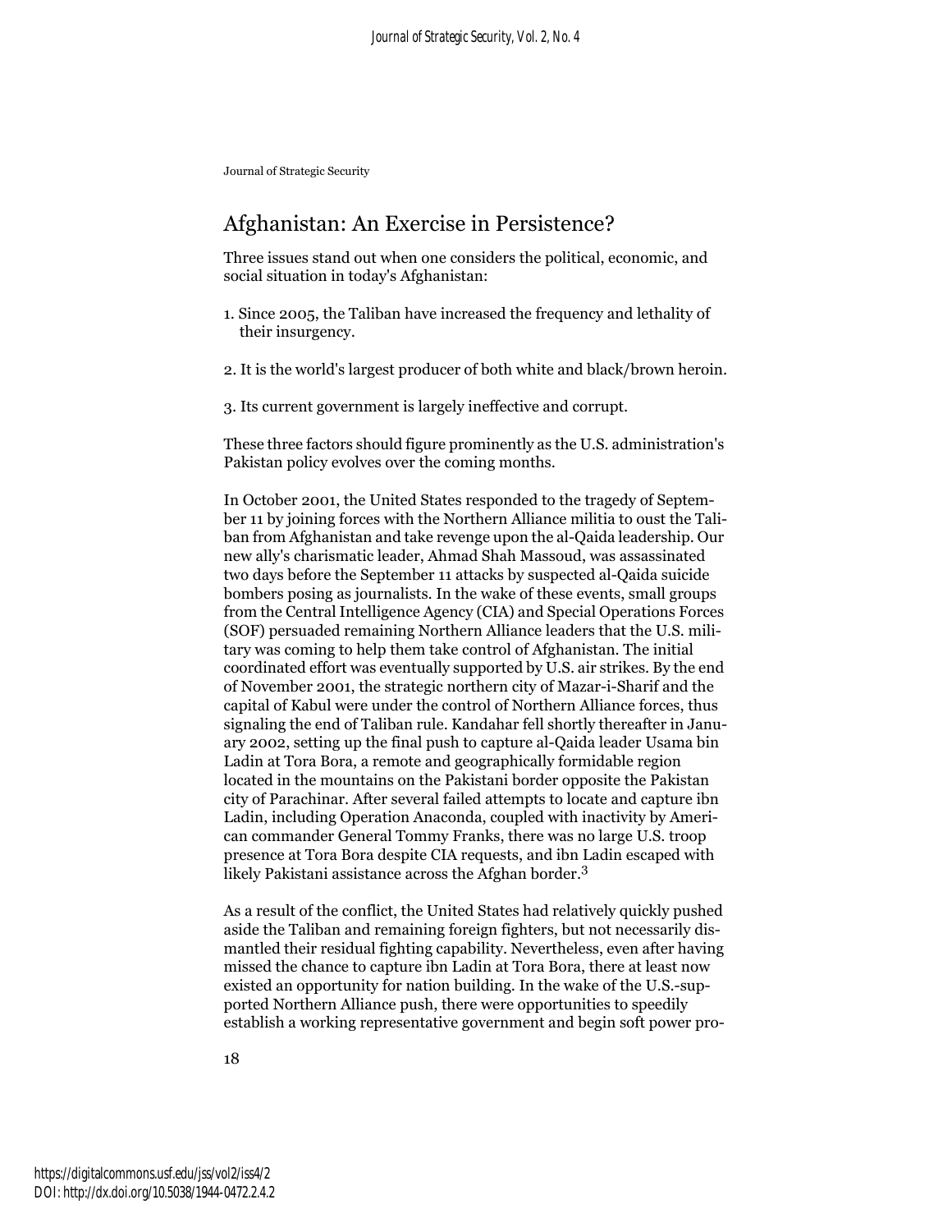## Afghanistan: An Exercise in Persistence?

Three issues stand out when one considers the political, economic, and social situation in today's Afghanistan:

1. Since 2005, the Taliban have increased the frequency and lethality of their insurgency.

2. It is the world's largest producer of both white and black/brown heroin.

3. Its current government is largely ineffective and corrupt.

These three factors should figure prominently as the U.S. administration's Pakistan policy evolves over the coming months.

In October 2001, the United States responded to the tragedy of September 11 by joining forces with the Northern Alliance militia to oust the Taliban from Afghanistan and take revenge upon the al-Qaida leadership. Our new ally's charismatic leader, Ahmad Shah Massoud, was assassinated two days before the September 11 attacks by suspected al-Qaida suicide bombers posing as journalists. In the wake of these events, small groups from the Central Intelligence Agency (CIA) and Special Operations Forces (SOF) persuaded remaining Northern Alliance leaders that the U.S. military was coming to help them take control of Afghanistan. The initial coordinated effort was eventually supported by U.S. air strikes. By the end of November 2001, the strategic northern city of Mazar-i-Sharif and the capital of Kabul were under the control of Northern Alliance forces, thus signaling the end of Taliban rule. Kandahar fell shortly thereafter in January 2002, setting up the final push to capture al-Qaida leader Usama bin Ladin at Tora Bora, a remote and geographically formidable region located in the mountains on the Pakistani border opposite the Pakistan city of Parachinar. After several failed attempts to locate and capture ibn Ladin, including Operation Anaconda, coupled with inactivity by American commander General Tommy Franks, there was no large U.S. troop presence at Tora Bora despite CIA requests, and ibn Ladin escaped with likely Pakistani assistance across the Afghan border.[3]

As a result of the conflict, the United States had relatively quickly pushed aside the Taliban and remaining foreign fighters, but not necessarily dismantled their residual fighting capability. Nevertheless, even after having missed the chance to capture ibn Ladin at Tora Bora, there at least now existed an opportunity for nation building. In the wake of the U.S.-supported Northern Alliance push, there were opportunities to speedily establish a working representative government and begin soft power pro-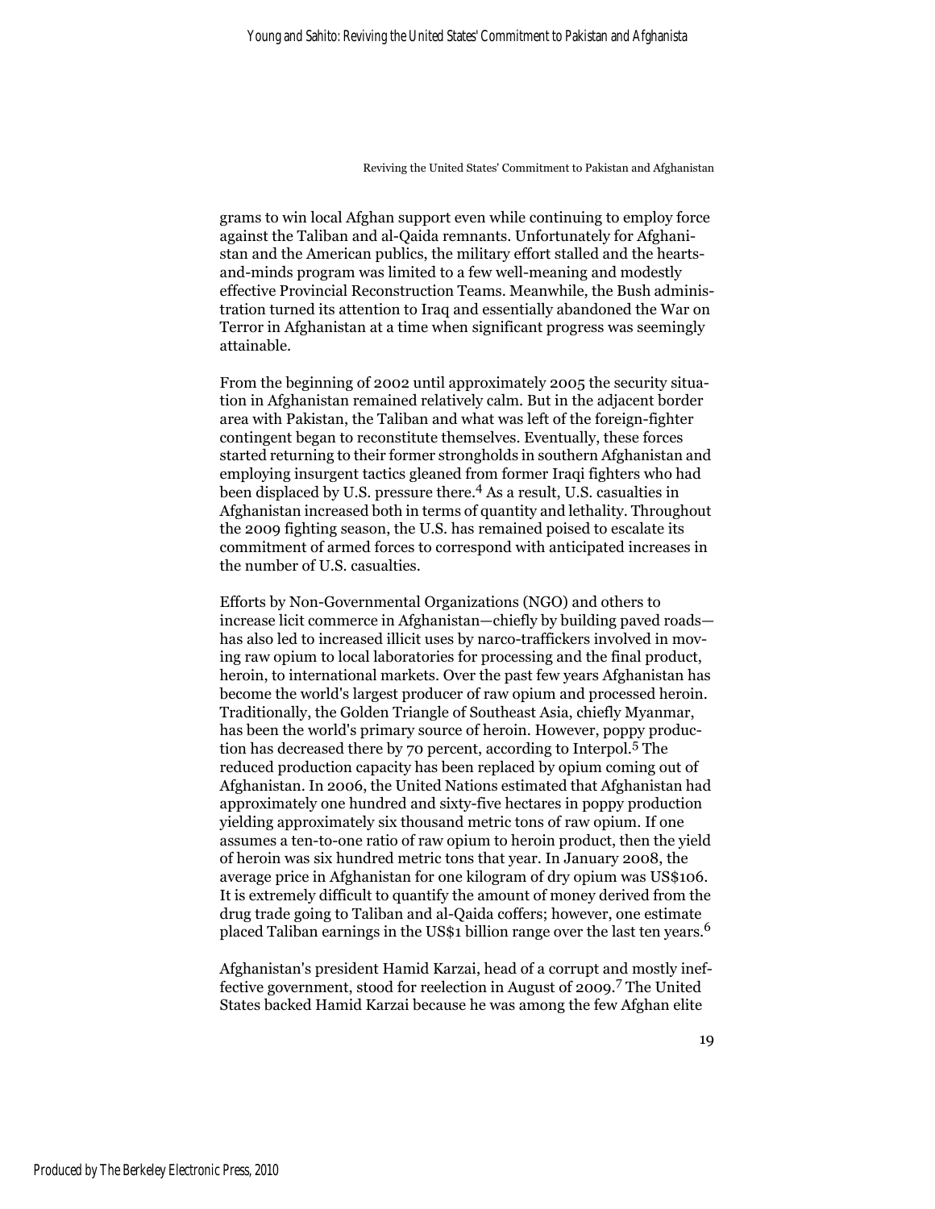grams to win local Afghan support even while continuing to employ force against the Taliban and al-Qaida remnants. Unfortunately for Afghanistan and the American publics, the military effort stalled and the hearts-and-minds program was limited to a few well-meaning and modestly effective Provincial Reconstruction Teams. Meanwhile, the Bush administration turned its attention to Iraq and essentially abandoned the War on Terror in Afghanistan at a time when significant progress was seemingly attainable.

From the beginning of 2002 until approximately 2005 the security situation in Afghanistan remained relatively calm. But in the adjacent border area with Pakistan, the Taliban and what was left of the foreign-fighter contingent began to reconstitute themselves. Eventually, these forces started returning to their former strongholds in southern Afghanistan and employing insurgent tactics gleaned from former Iraqi fighters who had been displaced by U.S. pressure there.[4] As a result, U.S. casualties in Afghanistan increased both in terms of quantity and lethality. Throughout the 2009 fighting season, the U.S. has remained poised to escalate its commitment of armed forces to correspond with anticipated increases in the number of U.S. casualties.

Efforts by Non-Governmental Organizations (NGO) and others to increase licit commerce in Afghanistan—chiefly by building paved roads—has also led to increased illicit uses by narco-traffickers involved in moving raw opium to local laboratories for processing and the final product, heroin, to international markets. Over the past few years Afghanistan has become the world's largest producer of raw opium and processed heroin. Traditionally, the Golden Triangle of Southeast Asia, chiefly Myanmar, has been the world's primary source of heroin. However, poppy production has decreased there by 70 percent, according to Interpol.[5] The reduced production capacity has been replaced by opium coming out of Afghanistan. In 2006, the United Nations estimated that Afghanistan had approximately one hundred and sixty-five hectares in poppy production yielding approximately six thousand metric tons of raw opium. If one assumes a ten-to-one ratio of raw opium to heroin product, then the yield of heroin was six hundred metric tons that year. In January 2008, the average price in Afghanistan for one kilogram of dry opium was US$106. It is extremely difficult to quantify the amount of money derived from the drug trade going to Taliban and al-Qaida coffers; however, one estimate placed Taliban earnings in the US$1 billion range over the last ten years.[6]

Afghanistan's president Hamid Karzai, head of a corrupt and mostly ineffective government, stood for reelection in August of 2009.[7] The United States backed Hamid Karzai because he was among the few Afghan elite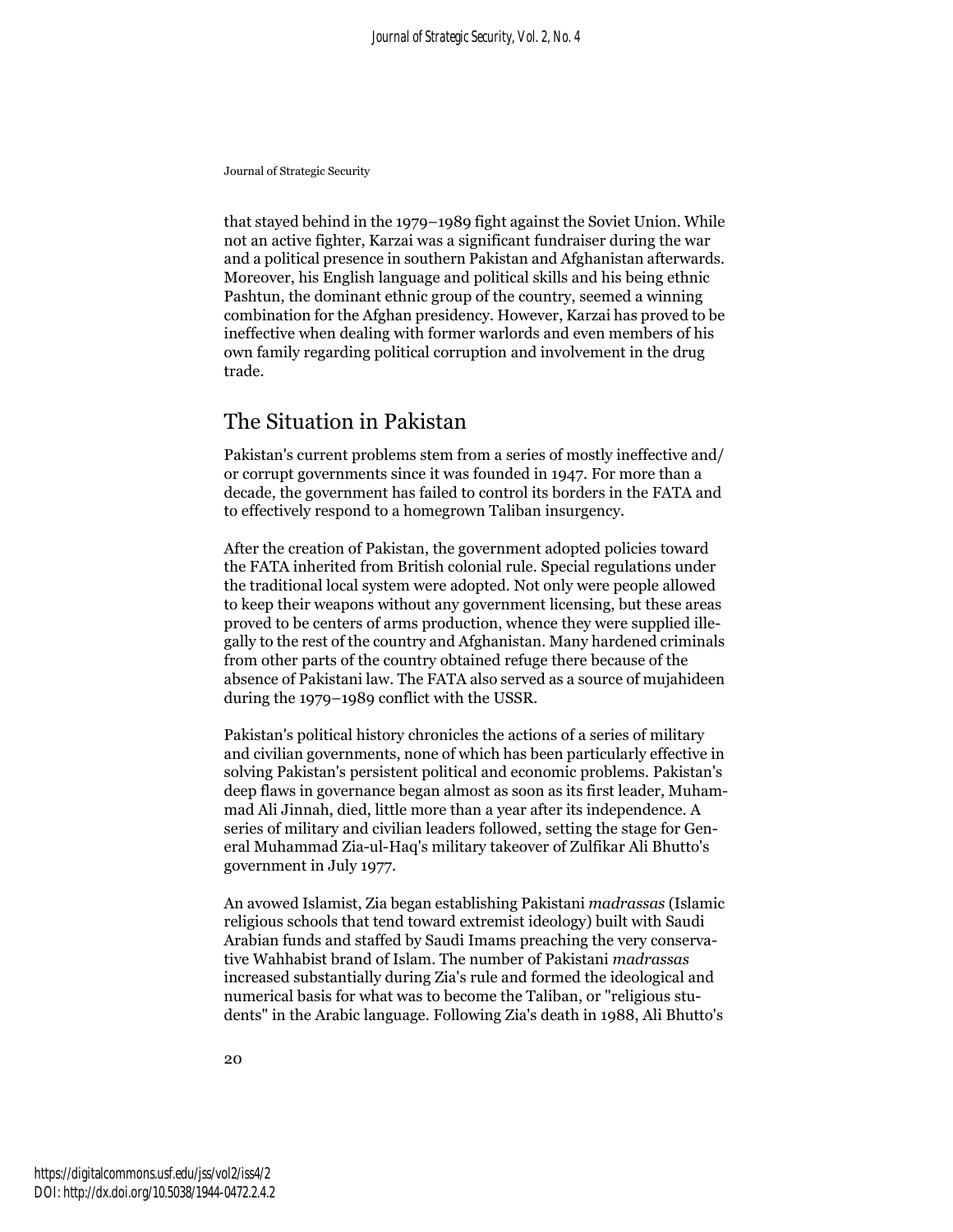that stayed behind in the 1979–1989 fight against the Soviet Union. While not an active fighter, Karzai was a significant fundraiser during the war and a political presence in southern Pakistan and Afghanistan afterwards. Moreover, his English language and political skills and his being ethnic Pashtun, the dominant ethnic group of the country, seemed a winning combination for the Afghan presidency. However, Karzai has proved to be ineffective when dealing with former warlords and even members of his own family regarding political corruption and involvement in the drug trade.

## The Situation in Pakistan

Pakistan's current problems stem from a series of mostly ineffective and/or corrupt governments since it was founded in 1947. For more than a decade, the government has failed to control its borders in the FATA and to effectively respond to a homegrown Taliban insurgency.

After the creation of Pakistan, the government adopted policies toward the FATA inherited from British colonial rule. Special regulations under the traditional local system were adopted. Not only were people allowed to keep their weapons without any government licensing, but these areas proved to be centers of arms production, whence they were supplied illegally to the rest of the country and Afghanistan. Many hardened criminals from other parts of the country obtained refuge there because of the absence of Pakistani law. The FATA also served as a source of mujahideen during the 1979–1989 conflict with the USSR.

Pakistan's political history chronicles the actions of a series of military and civilian governments, none of which has been particularly effective in solving Pakistan's persistent political and economic problems. Pakistan's deep flaws in governance began almost as soon as its first leader, Muhammad Ali Jinnah, died, little more than a year after its independence. A series of military and civilian leaders followed, setting the stage for General Muhammad Zia-ul-Haq's military takeover of Zulfikar Ali Bhutto's government in July 1977.

An avowed Islamist, Zia began establishing Pakistani *madrassas* (Islamic religious schools that tend toward extremist ideology) built with Saudi Arabian funds and staffed by Saudi Imams preaching the very conservative Wahhabist brand of Islam. The number of Pakistani *madrassas* increased substantially during Zia's rule and formed the ideological and numerical basis for what was to become the Taliban, or "religious students" in the Arabic language. Following Zia's death in 1988, Ali Bhutto's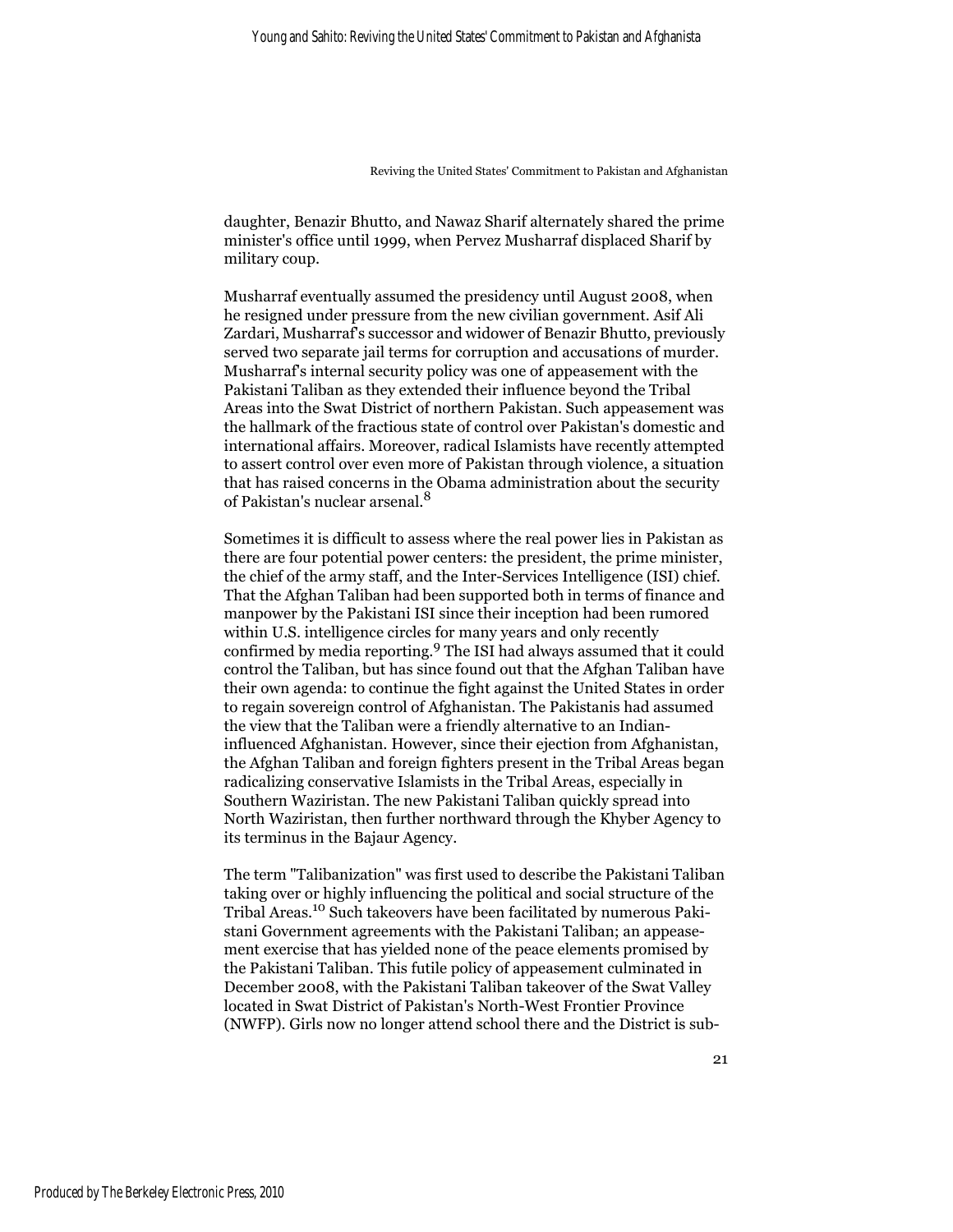daughter, Benazir Bhutto, and Nawaz Sharif alternately shared the prime minister's office until 1999, when Pervez Musharraf displaced Sharif by military coup.

Musharraf eventually assumed the presidency until August 2008, when he resigned under pressure from the new civilian government. Asif Ali Zardari, Musharraf's successor and widower of Benazir Bhutto, previously served two separate jail terms for corruption and accusations of murder. Musharraf's internal security policy was one of appeasement with the Pakistani Taliban as they extended their influence beyond the Tribal Areas into the Swat District of northern Pakistan. Such appeasement was the hallmark of the fractious state of control over Pakistan's domestic and international affairs. Moreover, radical Islamists have recently attempted to assert control over even more of Pakistan through violence, a situation that has raised concerns in the Obama administration about the security of Pakistan's nuclear arsenal.[8]

Sometimes it is difficult to assess where the real power lies in Pakistan as there are four potential power centers: the president, the prime minister, the chief of the army staff, and the Inter-Services Intelligence (ISI) chief. That the Afghan Taliban had been supported both in terms of finance and manpower by the Pakistani ISI since their inception had been rumored within U.S. intelligence circles for many years and only recently confirmed by media reporting.[9] The ISI had always assumed that it could control the Taliban, but has since found out that the Afghan Taliban have their own agenda: to continue the fight against the United States in order to regain sovereign control of Afghanistan. The Pakistanis had assumed the view that the Taliban were a friendly alternative to an Indian-influenced Afghanistan. However, since their ejection from Afghanistan, the Afghan Taliban and foreign fighters present in the Tribal Areas began radicalizing conservative Islamists in the Tribal Areas, especially in Southern Waziristan. The new Pakistani Taliban quickly spread into North Waziristan, then further northward through the Khyber Agency to its terminus in the Bajaur Agency.

The term "Talibanization" was first used to describe the Pakistani Taliban taking over or highly influencing the political and social structure of the Tribal Areas.[10] Such takeovers have been facilitated by numerous Pakistani Government agreements with the Pakistani Taliban; an appeasement exercise that has yielded none of the peace elements promised by the Pakistani Taliban. This futile policy of appeasement culminated in December 2008, with the Pakistani Taliban takeover of the Swat Valley located in Swat District of Pakistan's North-West Frontier Province (NWFP). Girls now no longer attend school there and the District is sub-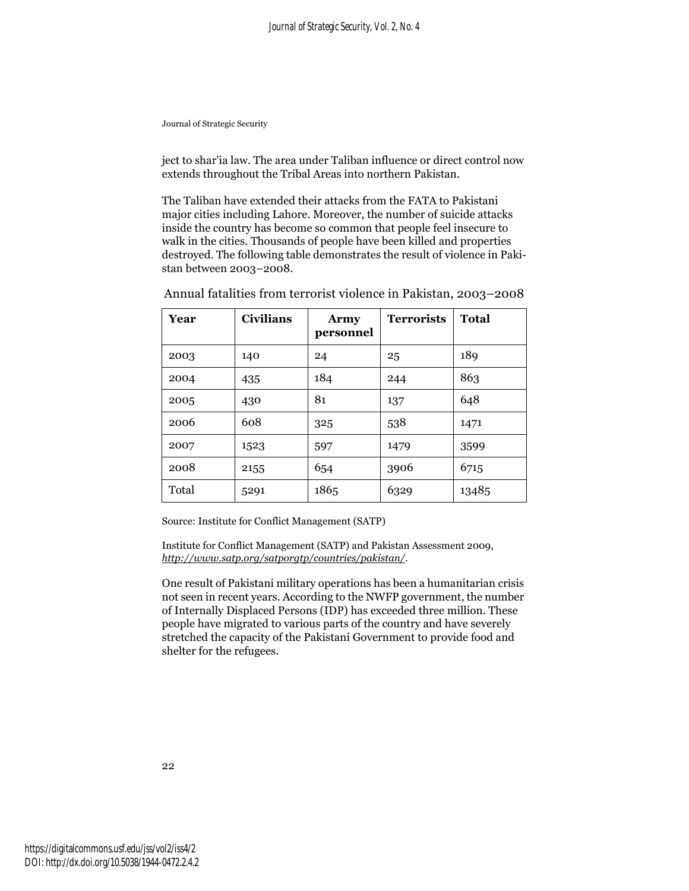ject to shar'ia law. The area under Taliban influence or direct control now extends throughout the Tribal Areas into northern Pakistan.

The Taliban have extended their attacks from the FATA to Pakistani major cities including Lahore. Moreover, the number of suicide attacks inside the country has become so common that people feel insecure to walk in the cities. Thousands of people have been killed and properties destroyed. The following table demonstrates the result of violence in Pakistan between 2003–2008.

Annual fatalities from terrorist violence in Pakistan, 2003–2008

| **Year** | **Civilians** | **Army personnel** | **Terrorists** | **Total** |
|---|---|---|---|---|
| 2003 | 140 | 24 | 25 | 189 |
| 2004 | 435 | 184 | 244 | 863 |
| 2005 | 430 | 81 | 137 | 648 |
| 2006 | 608 | 325 | 538 | 1471 |
| 2007 | 1523 | 597 | 1479 | 3599 |
| 2008 | 2155 | 654 | 3906 | 6715 |
| Total | 5291 | 1865 | 6329 | 13485 |

Source: Institute for Conflict Management (SATP)

Institute for Conflict Management (SATP) and Pakistan Assessment 2009, *http://www.satp.org/satporgtp/countries/pakistan/*.

One result of Pakistani military operations has been a humanitarian crisis not seen in recent years. According to the NWFP government, the number of Internally Displaced Persons (IDP) has exceeded three million. These people have migrated to various parts of the country and have severely stretched the capacity of the Pakistani Government to provide food and shelter for the refugees.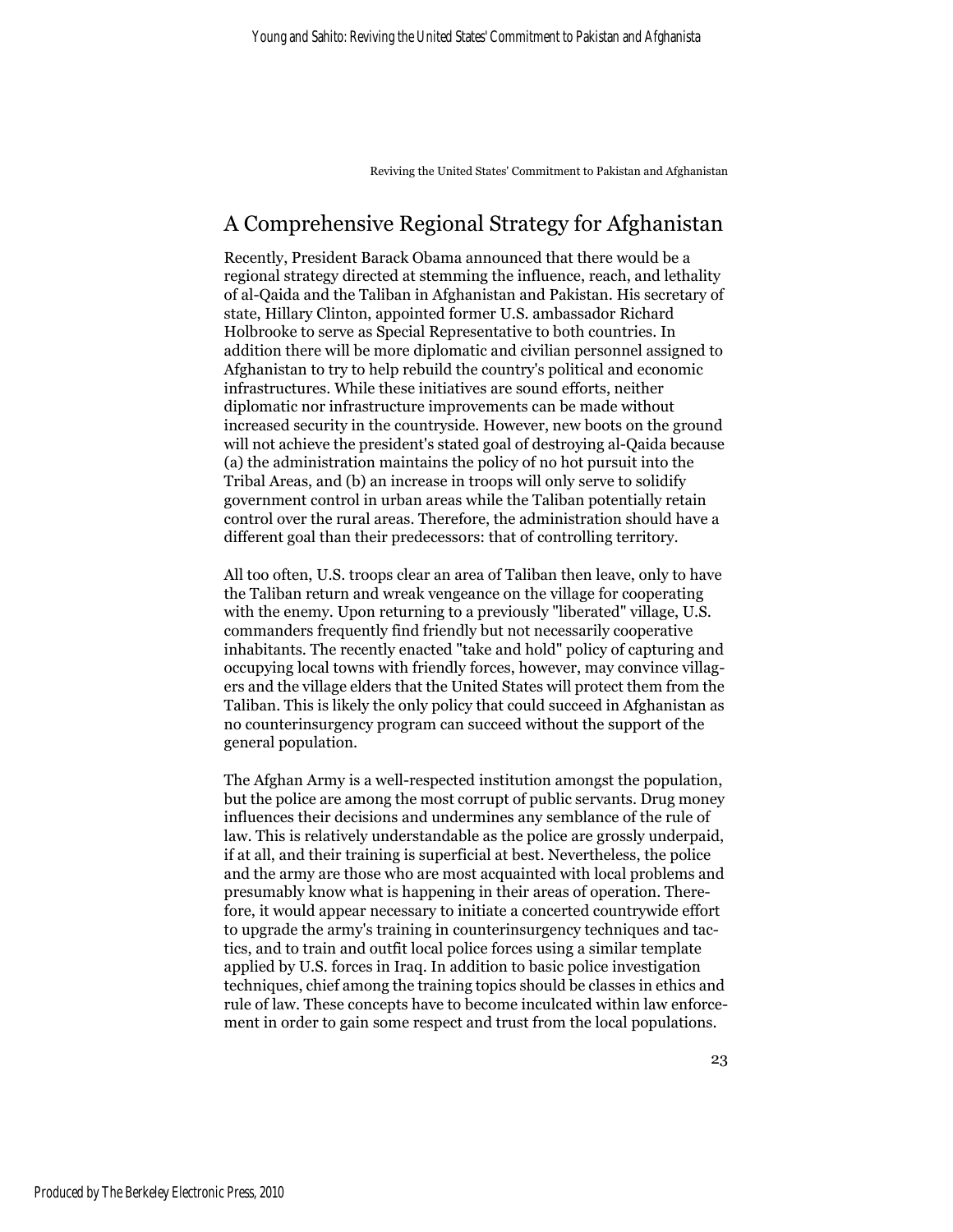## A Comprehensive Regional Strategy for Afghanistan

Recently, President Barack Obama announced that there would be a regional strategy directed at stemming the influence, reach, and lethality of al-Qaida and the Taliban in Afghanistan and Pakistan. His secretary of state, Hillary Clinton, appointed former U.S. ambassador Richard Holbrooke to serve as Special Representative to both countries. In addition there will be more diplomatic and civilian personnel assigned to Afghanistan to try to help rebuild the country's political and economic infrastructures. While these initiatives are sound efforts, neither diplomatic nor infrastructure improvements can be made without increased security in the countryside. However, new boots on the ground will not achieve the president's stated goal of destroying al-Qaida because (a) the administration maintains the policy of no hot pursuit into the Tribal Areas, and (b) an increase in troops will only serve to solidify government control in urban areas while the Taliban potentially retain control over the rural areas. Therefore, the administration should have a different goal than their predecessors: that of controlling territory.

All too often, U.S. troops clear an area of Taliban then leave, only to have the Taliban return and wreak vengeance on the village for cooperating with the enemy. Upon returning to a previously "liberated" village, U.S. commanders frequently find friendly but not necessarily cooperative inhabitants. The recently enacted "take and hold" policy of capturing and occupying local towns with friendly forces, however, may convince villagers and the village elders that the United States will protect them from the Taliban. This is likely the only policy that could succeed in Afghanistan as no counterinsurgency program can succeed without the support of the general population.

The Afghan Army is a well-respected institution amongst the population, but the police are among the most corrupt of public servants. Drug money influences their decisions and undermines any semblance of the rule of law. This is relatively understandable as the police are grossly underpaid, if at all, and their training is superficial at best. Nevertheless, the police and the army are those who are most acquainted with local problems and presumably know what is happening in their areas of operation. Therefore, it would appear necessary to initiate a concerted countrywide effort to upgrade the army's training in counterinsurgency techniques and tactics, and to train and outfit local police forces using a similar template applied by U.S. forces in Iraq. In addition to basic police investigation techniques, chief among the training topics should be classes in ethics and rule of law. These concepts have to become inculcated within law enforcement in order to gain some respect and trust from the local populations.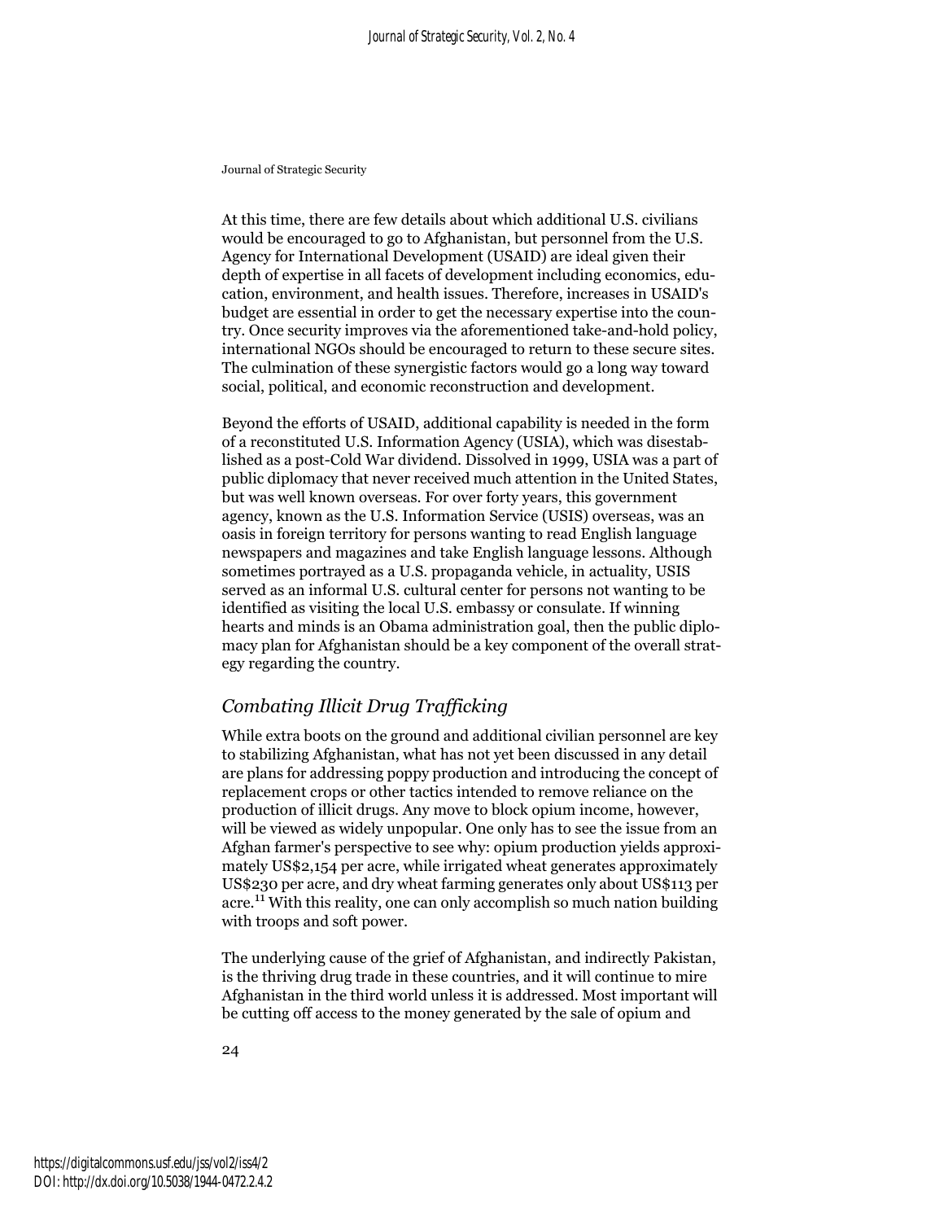At this time, there are few details about which additional U.S. civilians would be encouraged to go to Afghanistan, but personnel from the U.S. Agency for International Development (USAID) are ideal given their depth of expertise in all facets of development including economics, education, environment, and health issues. Therefore, increases in USAID's budget are essential in order to get the necessary expertise into the country. Once security improves via the aforementioned take-and-hold policy, international NGOs should be encouraged to return to these secure sites. The culmination of these synergistic factors would go a long way toward social, political, and economic reconstruction and development.

Beyond the efforts of USAID, additional capability is needed in the form of a reconstituted U.S. Information Agency (USIA), which was disestablished as a post-Cold War dividend. Dissolved in 1999, USIA was a part of public diplomacy that never received much attention in the United States, but was well known overseas. For over forty years, this government agency, known as the U.S. Information Service (USIS) overseas, was an oasis in foreign territory for persons wanting to read English language newspapers and magazines and take English language lessons. Although sometimes portrayed as a U.S. propaganda vehicle, in actuality, USIS served as an informal U.S. cultural center for persons not wanting to be identified as visiting the local U.S. embassy or consulate. If winning hearts and minds is an Obama administration goal, then the public diplomacy plan for Afghanistan should be a key component of the overall strategy regarding the country.

## *Combating Illicit Drug Trafficking*

While extra boots on the ground and additional civilian personnel are key to stabilizing Afghanistan, what has not yet been discussed in any detail are plans for addressing poppy production and introducing the concept of replacement crops or other tactics intended to remove reliance on the production of illicit drugs. Any move to block opium income, however, will be viewed as widely unpopular. One only has to see the issue from an Afghan farmer's perspective to see why: opium production yields approximately US$2,154 per acre, while irrigated wheat generates approximately US$230 per acre, and dry wheat farming generates only about US$113 per acre.[11] With this reality, one can only accomplish so much nation building with troops and soft power.

The underlying cause of the grief of Afghanistan, and indirectly Pakistan, is the thriving drug trade in these countries, and it will continue to mire Afghanistan in the third world unless it is addressed. Most important will be cutting off access to the money generated by the sale of opium and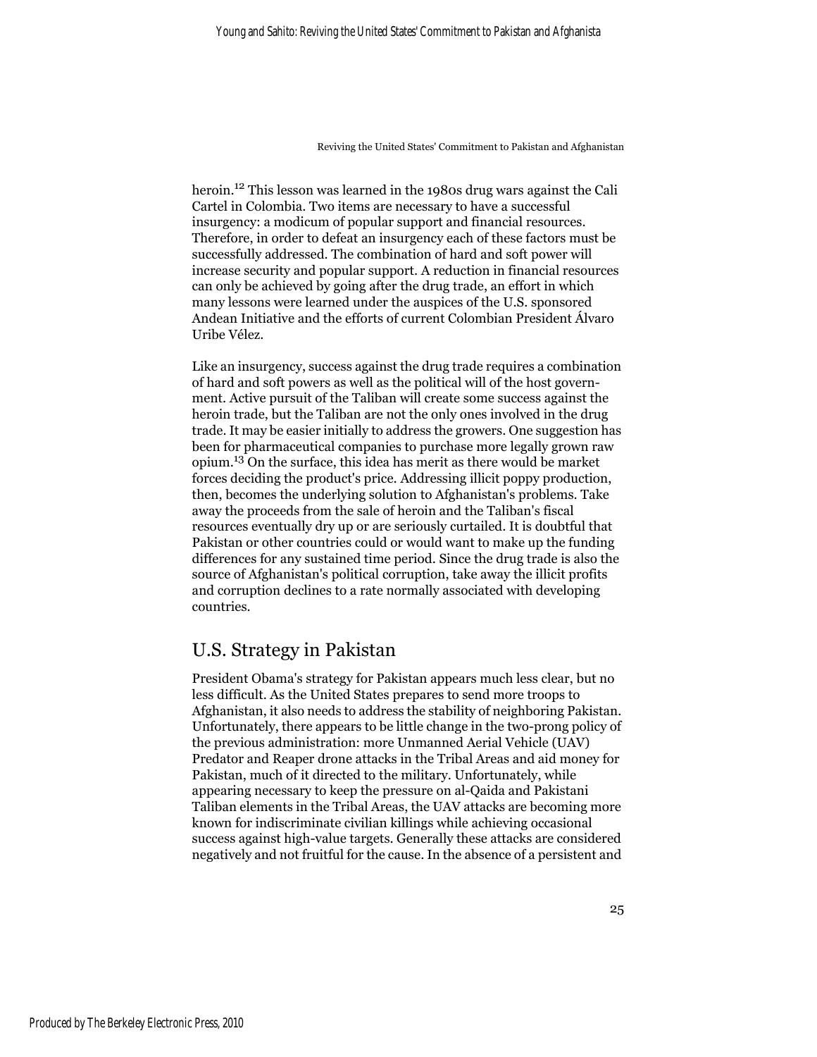heroin.[12] This lesson was learned in the 1980s drug wars against the Cali Cartel in Colombia. Two items are necessary to have a successful insurgency: a modicum of popular support and financial resources. Therefore, in order to defeat an insurgency each of these factors must be successfully addressed. The combination of hard and soft power will increase security and popular support. A reduction in financial resources can only be achieved by going after the drug trade, an effort in which many lessons were learned under the auspices of the U.S. sponsored Andean Initiative and the efforts of current Colombian President Álvaro Uribe Vélez.

Like an insurgency, success against the drug trade requires a combination of hard and soft powers as well as the political will of the host government. Active pursuit of the Taliban will create some success against the heroin trade, but the Taliban are not the only ones involved in the drug trade. It may be easier initially to address the growers. One suggestion has been for pharmaceutical companies to purchase more legally grown raw opium.[13] On the surface, this idea has merit as there would be market forces deciding the product's price. Addressing illicit poppy production, then, becomes the underlying solution to Afghanistan's problems. Take away the proceeds from the sale of heroin and the Taliban's fiscal resources eventually dry up or are seriously curtailed. It is doubtful that Pakistan or other countries could or would want to make up the funding differences for any sustained time period. Since the drug trade is also the source of Afghanistan's political corruption, take away the illicit profits and corruption declines to a rate normally associated with developing countries.

## U.S. Strategy in Pakistan

President Obama's strategy for Pakistan appears much less clear, but no less difficult. As the United States prepares to send more troops to Afghanistan, it also needs to address the stability of neighboring Pakistan. Unfortunately, there appears to be little change in the two-prong policy of the previous administration: more Unmanned Aerial Vehicle (UAV) Predator and Reaper drone attacks in the Tribal Areas and aid money for Pakistan, much of it directed to the military. Unfortunately, while appearing necessary to keep the pressure on al-Qaida and Pakistani Taliban elements in the Tribal Areas, the UAV attacks are becoming more known for indiscriminate civilian killings while achieving occasional success against high-value targets. Generally these attacks are considered negatively and not fruitful for the cause. In the absence of a persistent and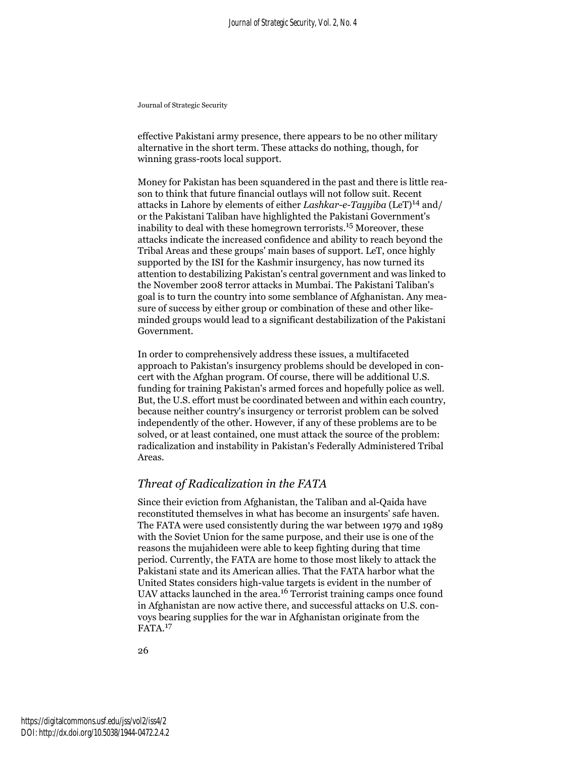effective Pakistani army presence, there appears to be no other military alternative in the short term. These attacks do nothing, though, for winning grass-roots local support.

Money for Pakistan has been squandered in the past and there is little reason to think that future financial outlays will not follow suit. Recent attacks in Lahore by elements of either *Lashkar-e-Tayyiba* (LeT)[14] and/or the Pakistani Taliban have highlighted the Pakistani Government's inability to deal with these homegrown terrorists.[15] Moreover, these attacks indicate the increased confidence and ability to reach beyond the Tribal Areas and these groups' main bases of support. LeT, once highly supported by the ISI for the Kashmir insurgency, has now turned its attention to destabilizing Pakistan's central government and was linked to the November 2008 terror attacks in Mumbai. The Pakistani Taliban's goal is to turn the country into some semblance of Afghanistan. Any measure of success by either group or combination of these and other like-minded groups would lead to a significant destabilization of the Pakistani Government.

In order to comprehensively address these issues, a multifaceted approach to Pakistan's insurgency problems should be developed in concert with the Afghan program. Of course, there will be additional U.S. funding for training Pakistan's armed forces and hopefully police as well. But, the U.S. effort must be coordinated between and within each country, because neither country's insurgency or terrorist problem can be solved independently of the other. However, if any of these problems are to be solved, or at least contained, one must attack the source of the problem: radicalization and instability in Pakistan's Federally Administered Tribal Areas.

## *Threat of Radicalization in the FATA*

Since their eviction from Afghanistan, the Taliban and al-Qaida have reconstituted themselves in what has become an insurgents' safe haven. The FATA were used consistently during the war between 1979 and 1989 with the Soviet Union for the same purpose, and their use is one of the reasons the mujahideen were able to keep fighting during that time period. Currently, the FATA are home to those most likely to attack the Pakistani state and its American allies. That the FATA harbor what the United States considers high-value targets is evident in the number of UAV attacks launched in the area.[16] Terrorist training camps once found in Afghanistan are now active there, and successful attacks on U.S. convoys bearing supplies for the war in Afghanistan originate from the FATA.[17]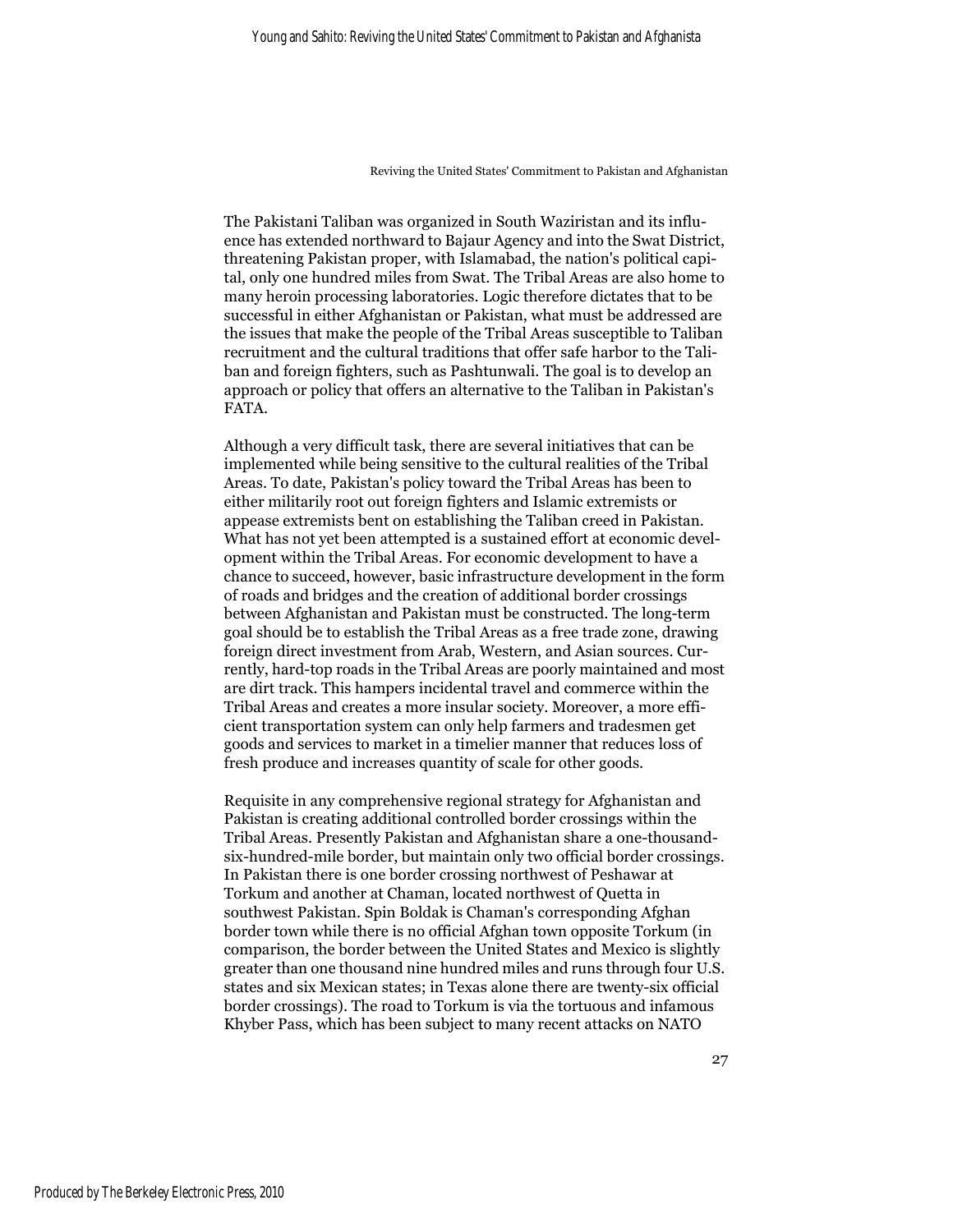The Pakistani Taliban was organized in South Waziristan and its influence has extended northward to Bajaur Agency and into the Swat District, threatening Pakistan proper, with Islamabad, the nation's political capital, only one hundred miles from Swat. The Tribal Areas are also home to many heroin processing laboratories. Logic therefore dictates that to be successful in either Afghanistan or Pakistan, what must be addressed are the issues that make the people of the Tribal Areas susceptible to Taliban recruitment and the cultural traditions that offer safe harbor to the Taliban and foreign fighters, such as Pashtunwali. The goal is to develop an approach or policy that offers an alternative to the Taliban in Pakistan's FATA.

Although a very difficult task, there are several initiatives that can be implemented while being sensitive to the cultural realities of the Tribal Areas. To date, Pakistan's policy toward the Tribal Areas has been to either militarily root out foreign fighters and Islamic extremists or appease extremists bent on establishing the Taliban creed in Pakistan. What has not yet been attempted is a sustained effort at economic development within the Tribal Areas. For economic development to have a chance to succeed, however, basic infrastructure development in the form of roads and bridges and the creation of additional border crossings between Afghanistan and Pakistan must be constructed. The long-term goal should be to establish the Tribal Areas as a free trade zone, drawing foreign direct investment from Arab, Western, and Asian sources. Currently, hard-top roads in the Tribal Areas are poorly maintained and most are dirt track. This hampers incidental travel and commerce within the Tribal Areas and creates a more insular society. Moreover, a more efficient transportation system can only help farmers and tradesmen get goods and services to market in a timelier manner that reduces loss of fresh produce and increases quantity of scale for other goods.

Requisite in any comprehensive regional strategy for Afghanistan and Pakistan is creating additional controlled border crossings within the Tribal Areas. Presently Pakistan and Afghanistan share a one-thousand-six-hundred-mile border, but maintain only two official border crossings. In Pakistan there is one border crossing northwest of Peshawar at Torkum and another at Chaman, located northwest of Quetta in southwest Pakistan. Spin Boldak is Chaman's corresponding Afghan border town while there is no official Afghan town opposite Torkum (in comparison, the border between the United States and Mexico is slightly greater than one thousand nine hundred miles and runs through four U.S. states and six Mexican states; in Texas alone there are twenty-six official border crossings). The road to Torkum is via the tortuous and infamous Khyber Pass, which has been subject to many recent attacks on NATO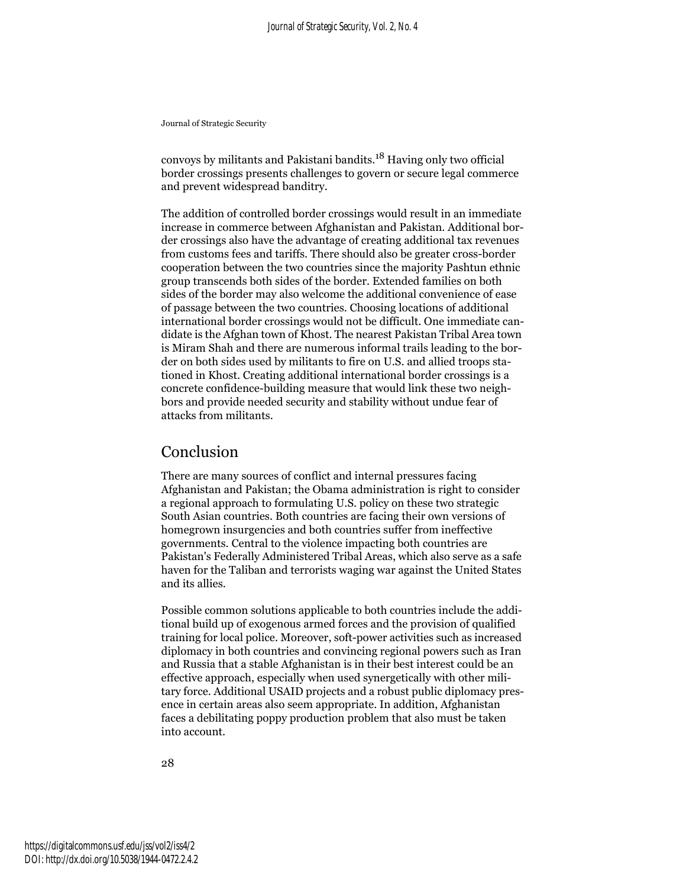convoys by militants and Pakistani bandits.[18] Having only two official border crossings presents challenges to govern or secure legal commerce and prevent widespread banditry.

The addition of controlled border crossings would result in an immediate increase in commerce between Afghanistan and Pakistan. Additional border crossings also have the advantage of creating additional tax revenues from customs fees and tariffs. There should also be greater cross-border cooperation between the two countries since the majority Pashtun ethnic group transcends both sides of the border. Extended families on both sides of the border may also welcome the additional convenience of ease of passage between the two countries. Choosing locations of additional international border crossings would not be difficult. One immediate candidate is the Afghan town of Khost. The nearest Pakistan Tribal Area town is Miram Shah and there are numerous informal trails leading to the border on both sides used by militants to fire on U.S. and allied troops stationed in Khost. Creating additional international border crossings is a concrete confidence-building measure that would link these two neighbors and provide needed security and stability without undue fear of attacks from militants.

## Conclusion

There are many sources of conflict and internal pressures facing Afghanistan and Pakistan; the Obama administration is right to consider a regional approach to formulating U.S. policy on these two strategic South Asian countries. Both countries are facing their own versions of homegrown insurgencies and both countries suffer from ineffective governments. Central to the violence impacting both countries are Pakistan's Federally Administered Tribal Areas, which also serve as a safe haven for the Taliban and terrorists waging war against the United States and its allies.

Possible common solutions applicable to both countries include the additional build up of exogenous armed forces and the provision of qualified training for local police. Moreover, soft-power activities such as increased diplomacy in both countries and convincing regional powers such as Iran and Russia that a stable Afghanistan is in their best interest could be an effective approach, especially when used synergetically with other military force. Additional USAID projects and a robust public diplomacy presence in certain areas also seem appropriate. In addition, Afghanistan faces a debilitating poppy production problem that also must be taken into account.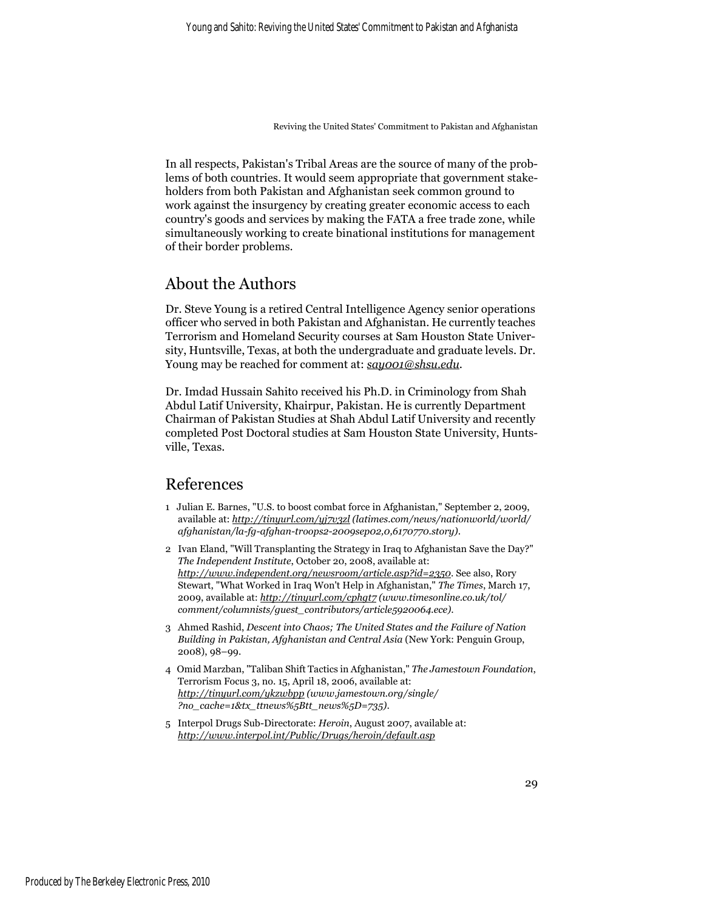In all respects, Pakistan's Tribal Areas are the source of many of the problems of both countries. It would seem appropriate that government stakeholders from both Pakistan and Afghanistan seek common ground to work against the insurgency by creating greater economic access to each country's goods and services by making the FATA a free trade zone, while simultaneously working to create binational institutions for management of their border problems.

## About the Authors

Dr. Steve Young is a retired Central Intelligence Agency senior operations officer who served in both Pakistan and Afghanistan. He currently teaches Terrorism and Homeland Security courses at Sam Houston State University, Huntsville, Texas, at both the undergraduate and graduate levels. Dr. Young may be reached for comment at: *say001@shsu.edu*.

Dr. Imdad Hussain Sahito received his Ph.D. in Criminology from Shah Abdul Latif University, Khairpur, Pakistan. He is currently Department Chairman of Pakistan Studies at Shah Abdul Latif University and recently completed Post Doctoral studies at Sam Houston State University, Huntsville, Texas.

## References

1. Julian E. Barnes, "U.S. to boost combat force in Afghanistan," September 2, 2009, available at: *http://tinyurl.com/yj7v3zl (latimes.com/news/nationworld/world/afghanistan/la-fg-afghan-troops2-2009sep02,0,6170770.story)*.
2. Ivan Eland, "Will Transplanting the Strategy in Iraq to Afghanistan Save the Day?" *The Independent Institute*, October 20, 2008, available at: *http://www.independent.org/newsroom/article.asp?id=2350*. See also, Rory Stewart, "What Worked in Iraq Won't Help in Afghanistan," *The Times*, March 17, 2009, available at: *http://tinyurl.com/cphgt7 (www.timesonline.co.uk/tol/comment/columnists/guest_contributors/article5920064.ece)*.
3. Ahmed Rashid, *Descent into Chaos; The United States and the Failure of Nation Building in Pakistan, Afghanistan and Central Asia* (New York: Penguin Group, 2008), 98–99.
4. Omid Marzban, "Taliban Shift Tactics in Afghanistan," *The Jamestown Foundation*, Terrorism Focus 3, no. 15, April 18, 2006, available at: *http://tinyurl.com/ykzwbpp (www.jamestown.org/single/?no_cache=1&tx_ttnews%5Btt_news%5D=735)*.
5. Interpol Drugs Sub-Directorate: *Heroin*, August 2007, available at: *http://www.interpol.int/Public/Drugs/heroin/default.asp*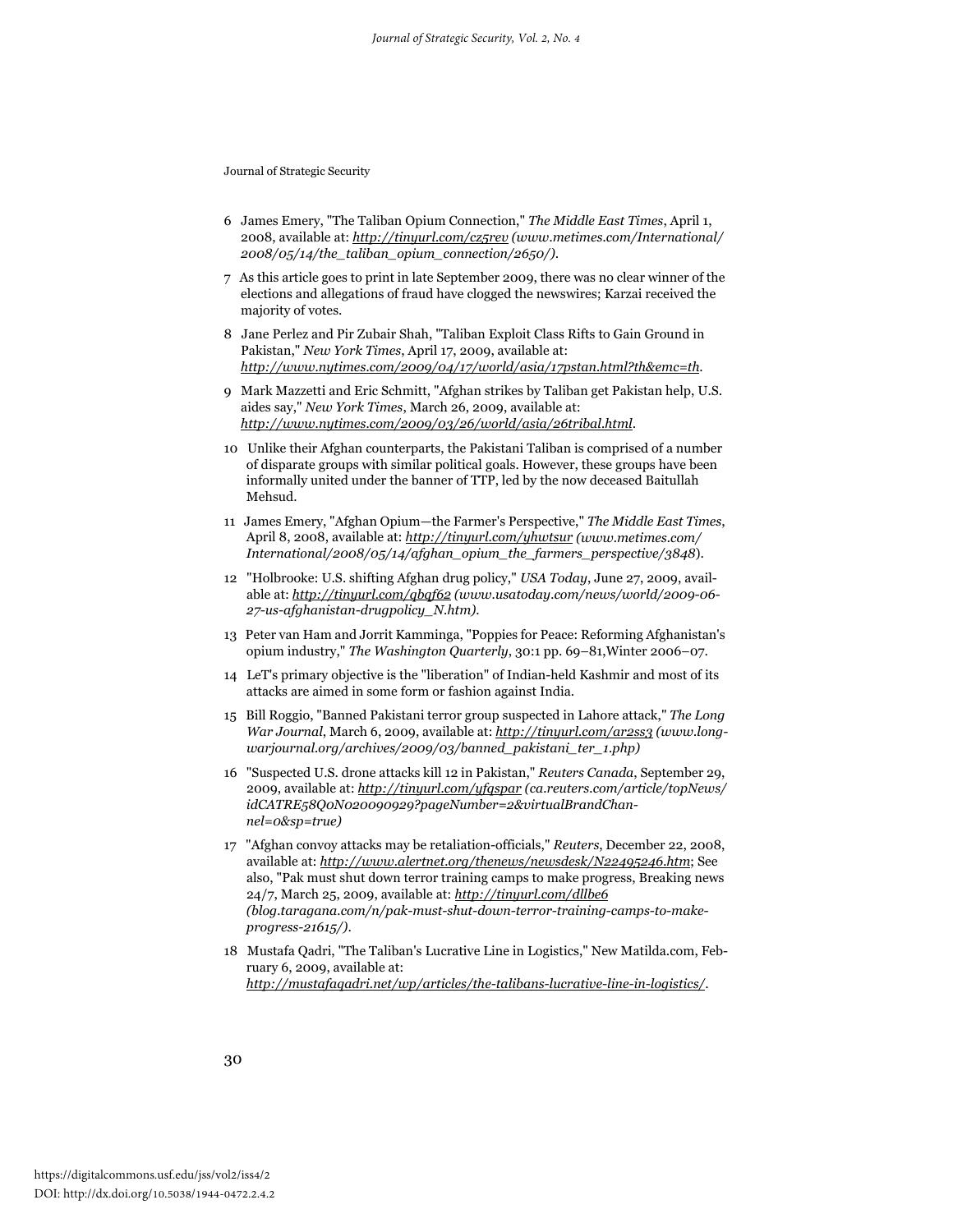6 James Emery, "The Taliban Opium Connection," *The Middle East Times*, April 1, 2008, available at: *http://tinyurl.com/cz5rev (www.metimes.com/International/2008/05/14/the_taliban_opium_connection/2650/)*.

7 As this article goes to print in late September 2009, there was no clear winner of the elections and allegations of fraud have clogged the newswires; Karzai received the majority of votes.

8 Jane Perlez and Pir Zubair Shah, "Taliban Exploit Class Rifts to Gain Ground in Pakistan," *New York Times*, April 17, 2009, available at: *http://www.nytimes.com/2009/04/17/world/asia/17pstan.html?th&emc=th*.

9 Mark Mazzetti and Eric Schmitt, "Afghan strikes by Taliban get Pakistan help, U.S. aides say," *New York Times*, March 26, 2009, available at: *http://www.nytimes.com/2009/03/26/world/asia/26tribal.html*.

10 Unlike their Afghan counterparts, the Pakistani Taliban is comprised of a number of disparate groups with similar political goals. However, these groups have been informally united under the banner of TTP, led by the now deceased Baitullah Mehsud.

11 James Emery, "Afghan Opium—the Farmer's Perspective," *The Middle East Times*, April 8, 2008, available at: *http://tinyurl.com/yhwtsur (www.metimes.com/International/2008/05/14/afghan_opium_the_farmers_perspective/3848)*.

12 "Holbrooke: U.S. shifting Afghan drug policy," *USA Today*, June 27, 2009, available at: *http://tinyurl.com/qbqf62 (www.usatoday.com/news/world/2009-06-27-us-afghanistan-drugpolicy_N.htm)*.

13 Peter van Ham and Jorrit Kamminga, "Poppies for Peace: Reforming Afghanistan's opium industry," *The Washington Quarterly*, 30:1 pp. 69–81,Winter 2006–07.

14 LeT's primary objective is the "liberation" of Indian-held Kashmir and most of its attacks are aimed in some form or fashion against India.

15 Bill Roggio, "Banned Pakistani terror group suspected in Lahore attack," *The Long War Journal*, March 6, 2009, available at: *http://tinyurl.com/ar2ss3 (www.longwarjournal.org/archives/2009/03/banned_pakistani_ter_1.php)*

16 "Suspected U.S. drone attacks kill 12 in Pakistan," *Reuters Canada*, September 29, 2009, available at: *http://tinyurl.com/yfqspar (ca.reuters.com/article/topNews/idCATRE58Q0N020090929?pageNumber=2&virtualBrandChannel=0&sp=true)*

17 "Afghan convoy attacks may be retaliation-officials," *Reuters*, December 22, 2008, available at: *http://www.alertnet.org/thenews/newsdesk/N22495246.htm*; See also, "Pak must shut down terror training camps to make progress, Breaking news 24/7, March 25, 2009, available at: *http://tinyurl.com/dllbe6 (blog.taragana.com/n/pak-must-shut-down-terror-training-camps-to-make-progress-21615/)*.

18 Mustafa Qadri, "The Taliban's Lucrative Line in Logistics," New Matilda.com, February 6, 2009, available at: *http://mustafaqadri.net/wp/articles/the-talibans-lucrative-line-in-logistics/*.